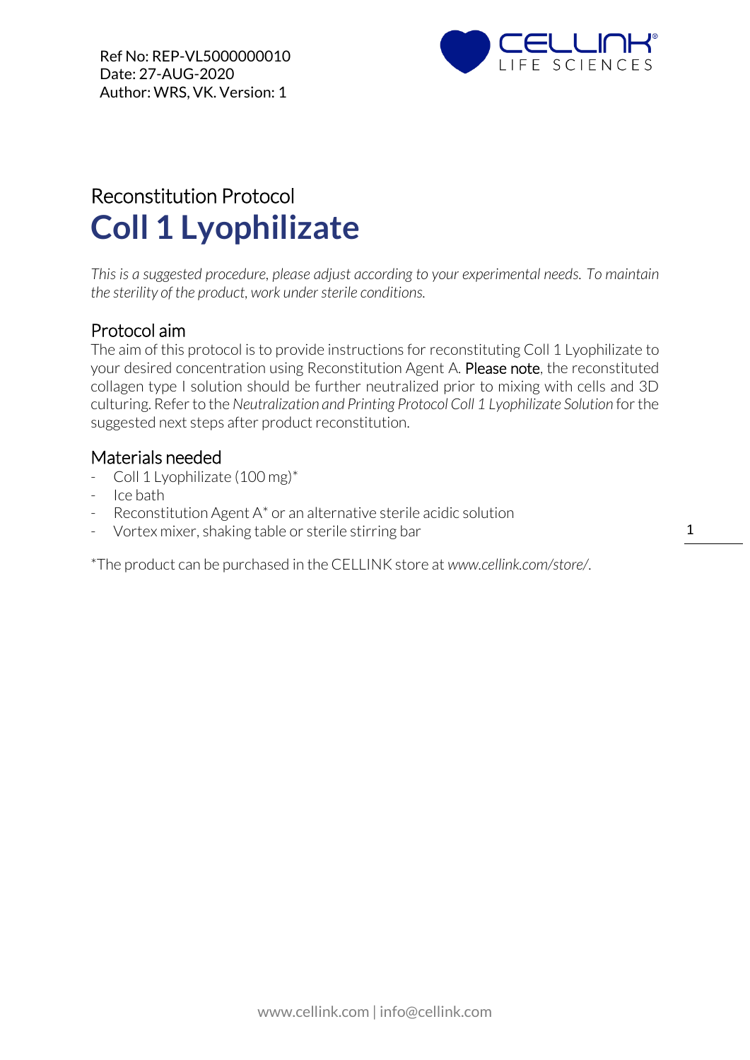Ref No: REP-VL5000000010
Date: 27-AUG-2020
Author: WRS, VK. Version: 1

# Reconstitution Protocol
# **Coll 1 Lyophilizate**

*This is a suggested procedure, please adjust according to your experimental needs. To maintain the sterility of the product, work under sterile conditions.*

## Protocol aim

The aim of this protocol is to provide instructions for reconstituting Coll 1 Lyophilizate to your desired concentration using Reconstitution Agent A. Please note, the reconstituted collagen type I solution should be further neutralized prior to mixing with cells and 3D culturing. Refer to the *Neutralization and Printing Protocol Coll 1 Lyophilizate Solution* for the suggested next steps after product reconstitution.

## Materials needed

- Coll 1 Lyophilizate (100 mg)*
- Ice bath
- Reconstitution Agent A* or an alternative sterile acidic solution
- Vortex mixer, shaking table or sterile stirring bar

*The product can be purchased in the CELLINK store at *www.cellink.com/store/*.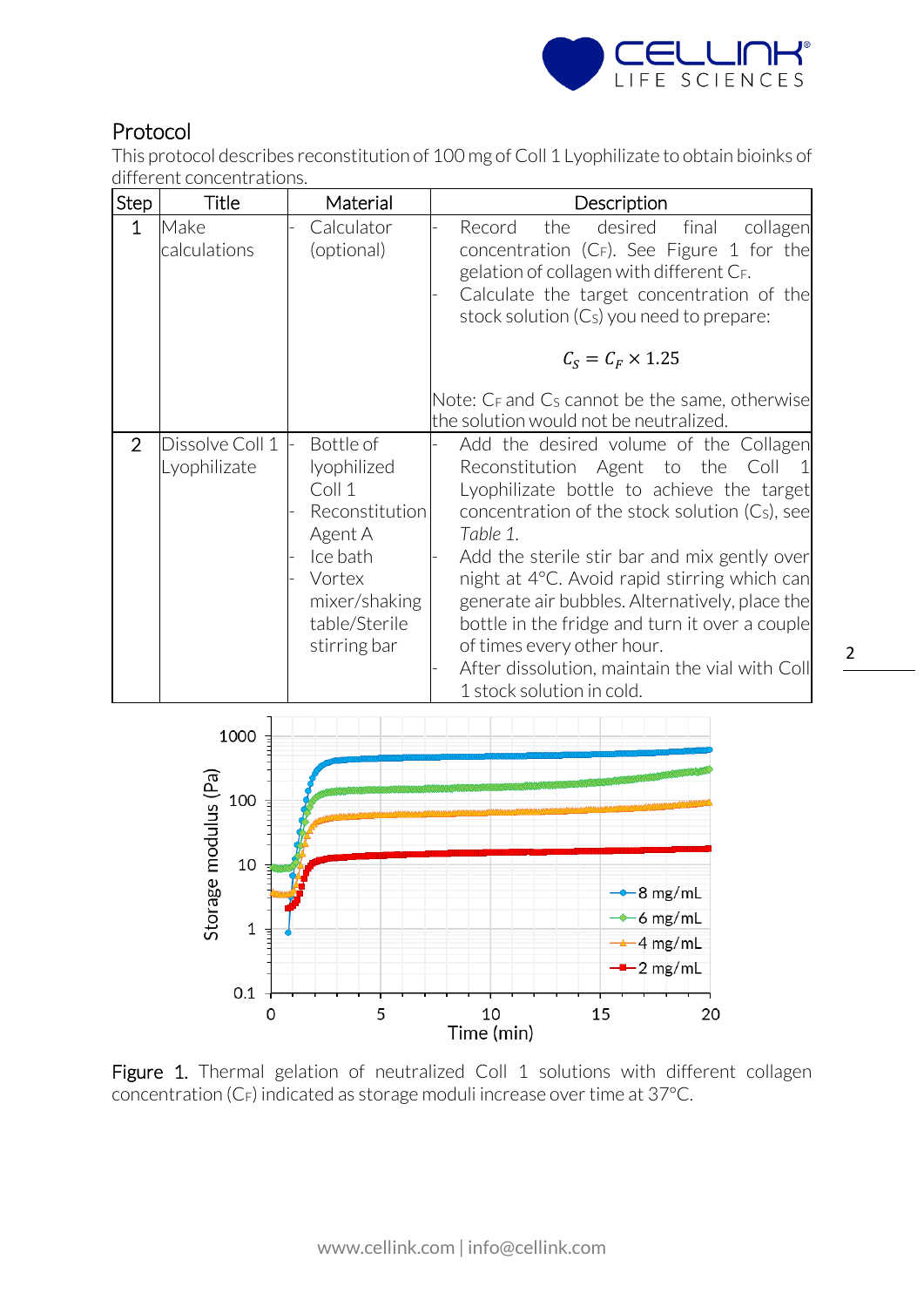## Protocol

This protocol describes reconstitution of 100 mg of Coll 1 Lyophilizate to obtain bioinks of different concentrations.

| Step | Title | Material | Description |
|---|---|---|---|
| 1 | Make calculations | - Calculator (optional) | - Record the desired final collagen concentration ($C_F$). See Figure 1 for the gelation of collagen with different $C_F$.<br>- Calculate the target concentration of the stock solution ($C_S$) you need to prepare:<br>$$C_S = C_F \times 1.25$$<br>Note: $C_F$ and $C_S$ cannot be the same, otherwise the solution would not be neutralized. |
| 2 | Dissolve Coll 1 Lyophilizate | - Bottle of lyophilized Coll 1<br>- Reconstitution Agent A<br>- Ice bath<br>- Vortex mixer/shaking table/Sterile stirring bar | - Add the desired volume of the Collagen Reconstitution Agent to the Coll 1 Lyophilizate bottle to achieve the target concentration of the stock solution ($C_S$), see *Table 1*.<br>- Add the sterile stir bar and mix gently over night at 4°C. Avoid rapid stirring which can generate air bubbles. Alternatively, place the bottle in the fridge and turn it over a couple of times every other hour.<br>- After dissolution, maintain the vial with Coll 1 stock solution in cold. |

**Figure 1.** Thermal gelation of neutralized Coll 1 solutions with different collagen concentration ($C_F$) indicated as storage moduli increase over time at 37°C.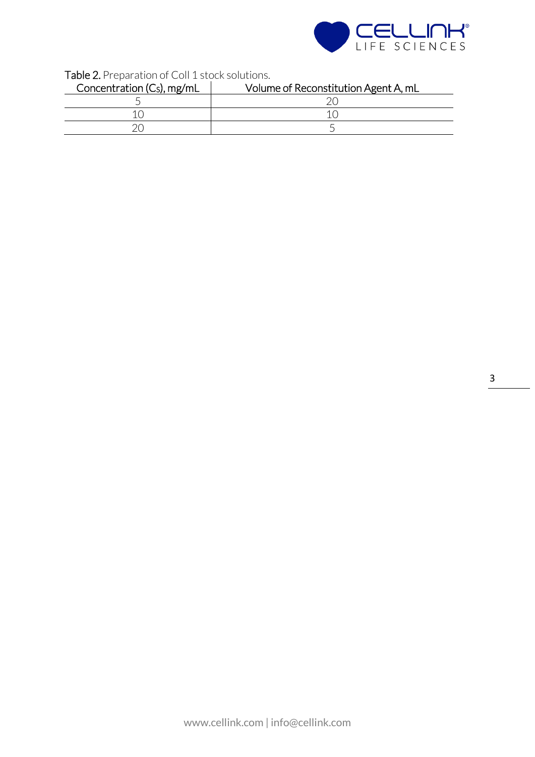**Table 2.** Preparation of Coll 1 stock solutions.

| Concentration ($C_S$), mg/mL | Volume of Reconstitution Agent A, mL |
|---|---|
| 5 | 20 |
| 10 | 10 |
| 20 | 5 |